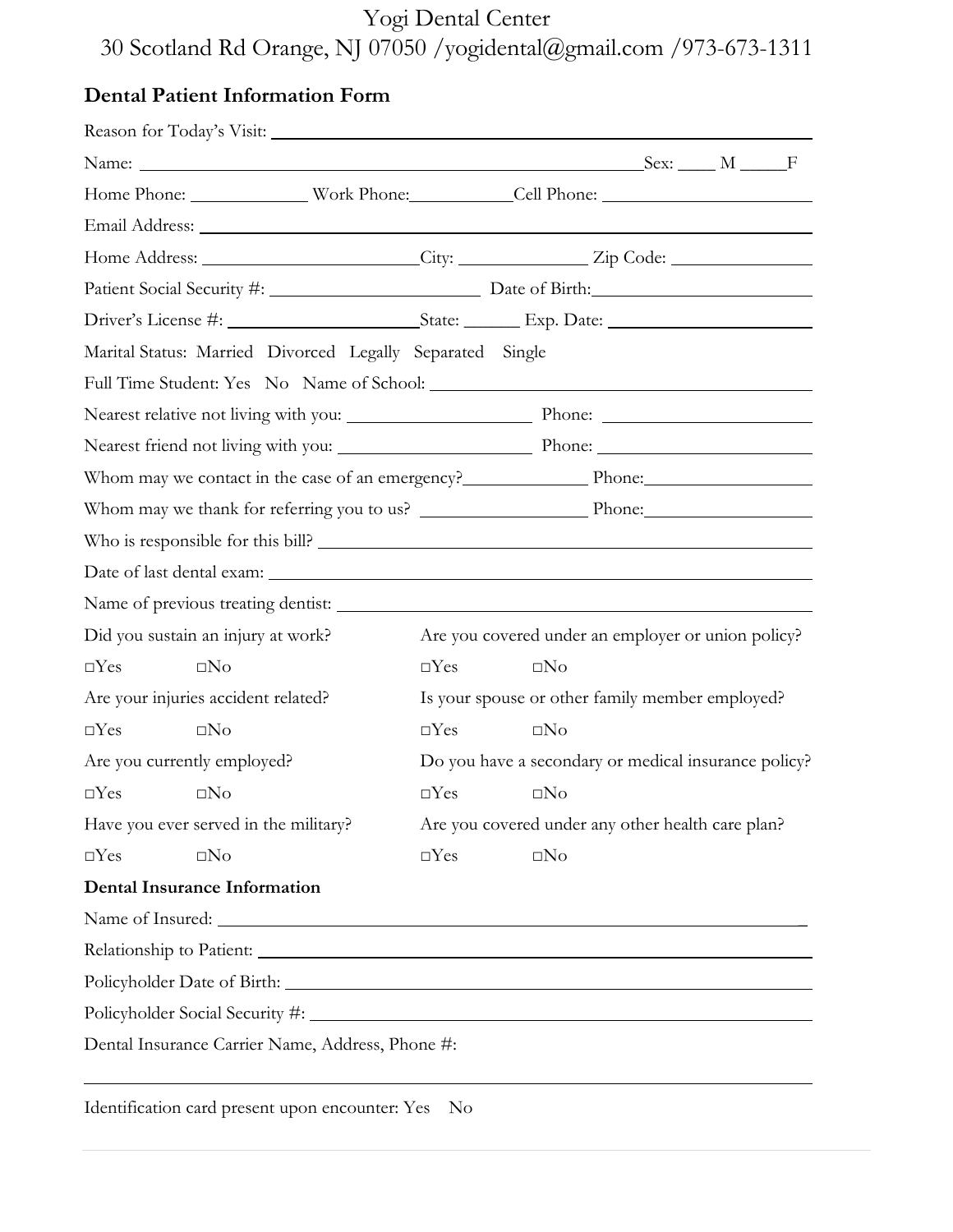Yogi Dental Center

30 Scotland Rd Orange, NJ 07050 /yogidental@gmail.com /973-673-1311

## Dental Patient Information Form

Reason for Today's Visit: ______________________________________________

Name: ______________________________________________ Sex: ____ M _____F

Home Phone: ____________ Work Phone:__________Cell Phone: ________________

Email Address: ______________________________________________

Home Address: ____________________City: ____________ Zip Code: ______________

Patient Social Security #: ____________________ Date of Birth:__________________

Driver's License #: __________________State: ______ Exp. Date: ________________

Marital Status: Married Divorced Legally Separated Single

Full Time Student: Yes No Name of School: ______________________________

Nearest relative not living with you: __________________ Phone: ________________

Nearest friend not living with you: ___________________ Phone: ________________

Whom may we contact in the case of an emergency?____________ Phone:______________

Whom may we thank for referring you to us? ________________ Phone:______________

Who is responsible for this bill? ______________________________________________

Date of last dental exam: ______________________________________________

Name of previous treating dentist: ______________________________________________

Did you sustain an injury at work?

□Yes □No

Are your injuries accident related?

□Yes □No

Are you currently employed?

□Yes □No

Have you ever served in the military?

□Yes □No

Are you covered under an employer or union policy?

□Yes □No

Is your spouse or other family member employed?

□Yes □No

Do you have a secondary or medical insurance policy?

□Yes □No

Are you covered under any other health care plan?

□Yes □No

### Dental Insurance Information

Name of Insured: ______________________________________________

Relationship to Patient: ______________________________________________

Policyholder Date of Birth: ______________________________________________

Policyholder Social Security #: ______________________________________________

Dental Insurance Carrier Name, Address, Phone #:

______________________________________________

Identification card present upon encounter: Yes No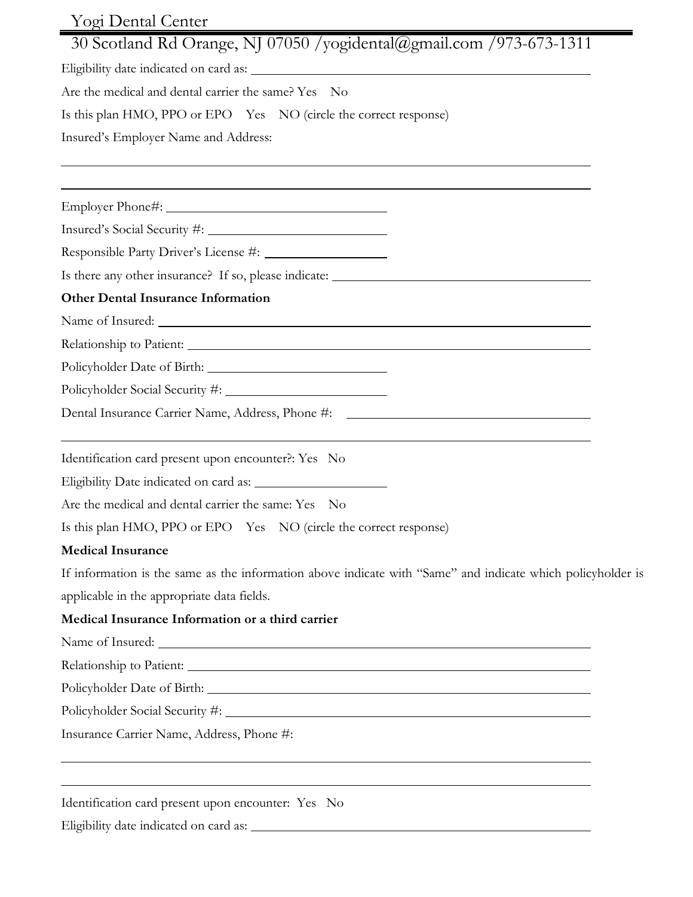Yogi Dental Center

30 Scotland Rd Orange, NJ 07050 /yogidental@gmail.com /973-673-1311

Eligibility date indicated on card as: ______________________________

Are the medical and dental carrier the same? Yes No

Is this plan HMO, PPO or EPO Yes NO (circle the correct response)

Insured's Employer Name and Address:

______________________________

______________________________

Employer Phone#: ______________________________

Insured's Social Security #: ______________________________

Responsible Party Driver's License #: ______________________________

Is there any other insurance? If so, please indicate: ______________________________

**Other Dental Insurance Information**

Name of Insured: ______________________________

Relationship to Patient: ______________________________

Policyholder Date of Birth: ______________________________

Policyholder Social Security #: ______________________________

Dental Insurance Carrier Name, Address, Phone #: ______________________________

______________________________

Identification card present upon encounter?: Yes No

Eligibility Date indicated on card as: ______________________________

Are the medical and dental carrier the same: Yes No

Is this plan HMO, PPO or EPO Yes NO (circle the correct response)

**Medical Insurance**

If information is the same as the information above indicate with "Same" and indicate which policyholder is applicable in the appropriate data fields.

**Medical Insurance Information or a third carrier**

Name of Insured: ______________________________

Relationship to Patient: ______________________________

Policyholder Date of Birth: ______________________________

Policyholder Social Security #: ______________________________

Insurance Carrier Name, Address, Phone #:

______________________________

______________________________

Identification card present upon encounter: Yes No

Eligibility date indicated on card as: ______________________________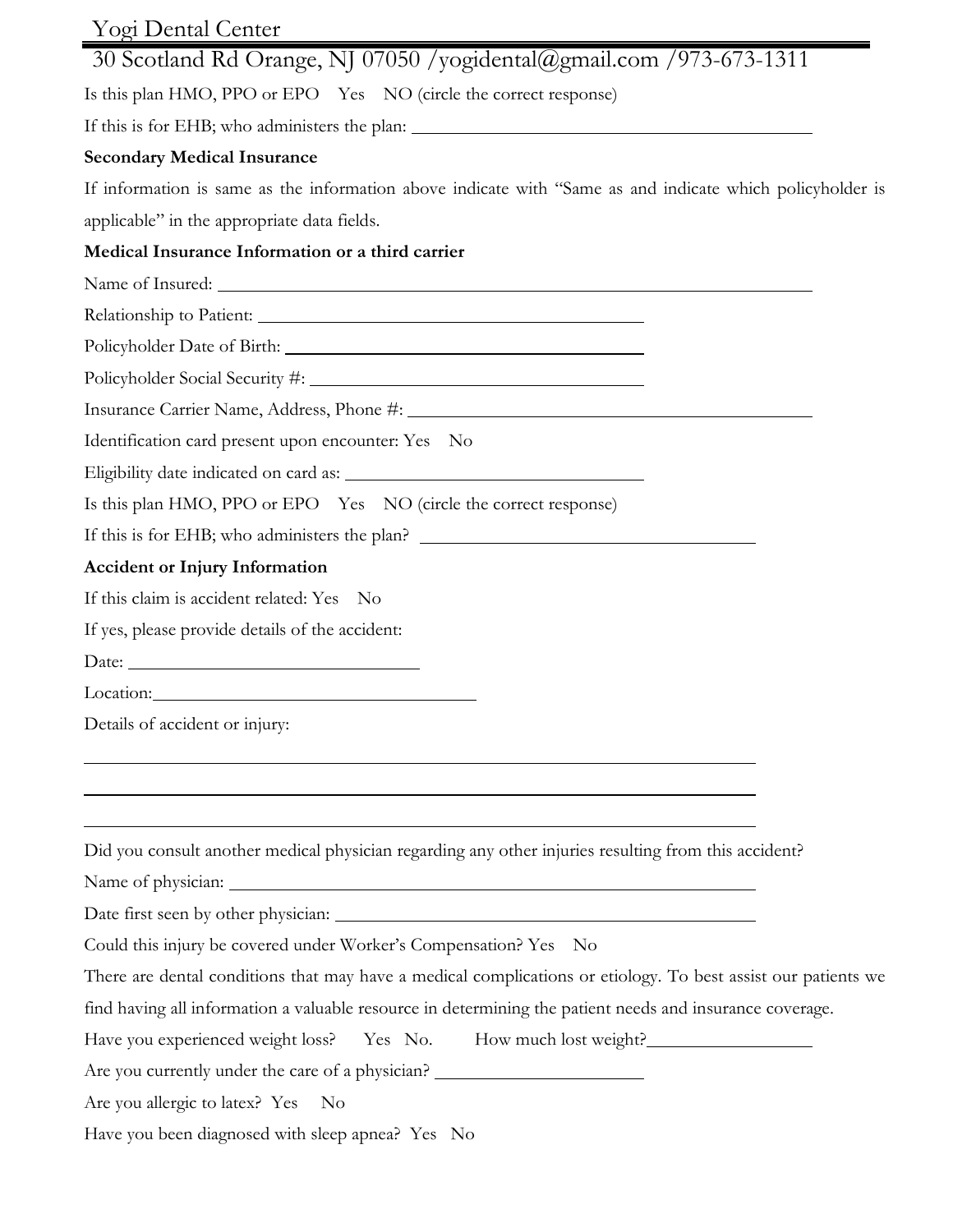Yogi Dental Center

30 Scotland Rd Orange, NJ 07050 /yogidental@gmail.com /973-673-1311

Is this plan HMO, PPO or EPO Yes NO (circle the correct response)

If this is for EHB; who administers the plan: ______________________________

**Secondary Medical Insurance**

If information is same as the information above indicate with "Same as and indicate which policyholder is applicable" in the appropriate data fields.

**Medical Insurance Information or a third carrier**

Name of Insured: ______________________________

Relationship to Patient: ______________________________

Policyholder Date of Birth: ______________________________

Policyholder Social Security #: ______________________________

Insurance Carrier Name, Address, Phone #: ______________________________

Identification card present upon encounter: Yes No

Eligibility date indicated on card as: ______________________________

Is this plan HMO, PPO or EPO Yes NO (circle the correct response)

If this is for EHB; who administers the plan? ______________________________

**Accident or Injury Information**

If this claim is accident related: Yes No

If yes, please provide details of the accident:

Date: ______________________________

Location: ______________________________

Details of accident or injury:

______________________________

______________________________

______________________________

Did you consult another medical physician regarding any other injuries resulting from this accident?

Name of physician: ______________________________

Date first seen by other physician: ______________________________

Could this injury be covered under Worker's Compensation? Yes No

There are dental conditions that may have a medical complications or etiology. To best assist our patients we find having all information a valuable resource in determining the patient needs and insurance coverage.

Have you experienced weight loss? Yes No. How much lost weight? ______________

Are you currently under the care of a physician? ______________________________

Are you allergic to latex? Yes No

Have you been diagnosed with sleep apnea? Yes No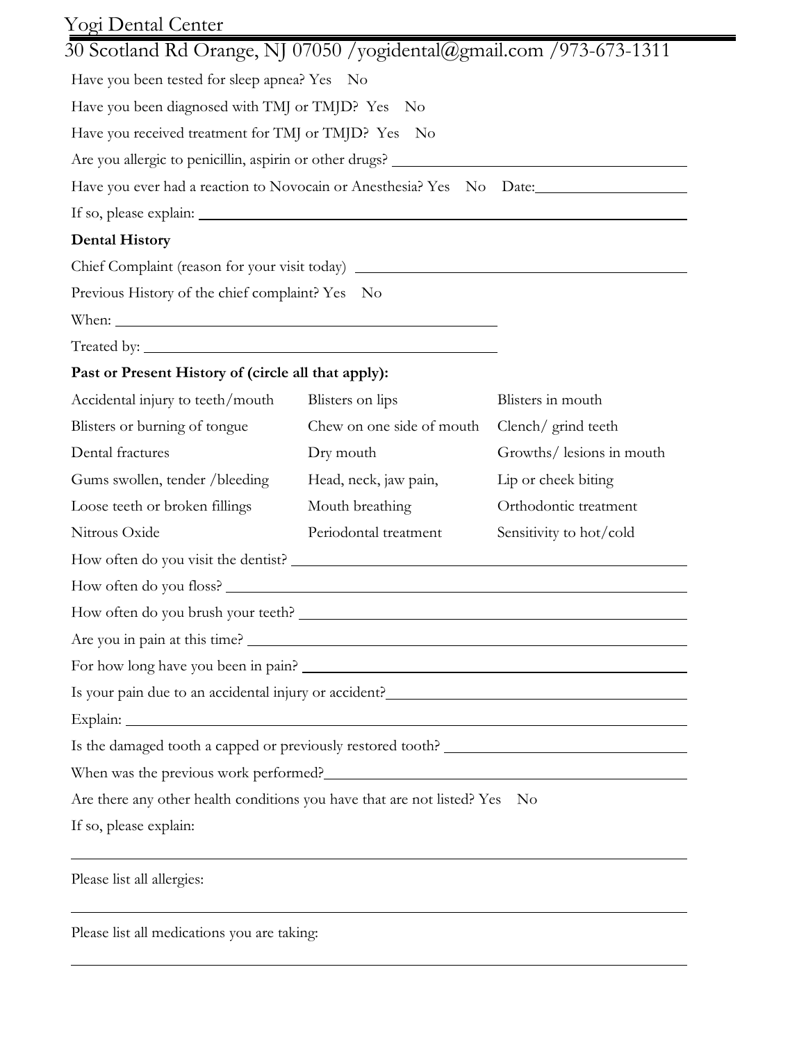Yogi Dental Center

30 Scotland Rd Orange, NJ 07050 /yogidental@gmail.com /973-673-1311

Have you been tested for sleep apnea? Yes No

Have you been diagnosed with TMJ or TMJD? Yes No

Have you received treatment for TMJ or TMJD? Yes No

Are you allergic to penicillin, aspirin or other drugs? ______________________________

Have you ever had a reaction to Novocain or Anesthesia? Yes No Date: ______________

If so, please explain: ______________________________________________

**Dental History**

Chief Complaint (reason for your visit today) ______________________________

Previous History of the chief complaint? Yes No

When: ______________________________

Treated by: ______________________________

**Past or Present History of (circle all that apply):**

| | | |
|---|---|---|
| Accidental injury to teeth/mouth | Blisters on lips | Blisters in mouth |
| Blisters or burning of tongue | Chew on one side of mouth | Clench/ grind teeth |
| Dental fractures | Dry mouth | Growths/ lesions in mouth |
| Gums swollen, tender /bleeding | Head, neck, jaw pain, | Lip or cheek biting |
| Loose teeth or broken fillings | Mouth breathing | Orthodontic treatment |
| Nitrous Oxide | Periodontal treatment | Sensitivity to hot/cold |

How often do you visit the dentist? ______________________________

How often do you floss? ______________________________

How often do you brush your teeth? ______________________________

Are you in pain at this time? ______________________________

For how long have you been in pain? ______________________________

Is your pain due to an accidental injury or accident? ______________________________

Explain: ______________________________

Is the damaged tooth a capped or previously restored tooth? ______________________________

When was the previous work performed? ______________________________

Are there any other health conditions you have that are not listed? Yes No

If so, please explain:

______________________________________________

Please list all allergies:

______________________________________________

Please list all medications you are taking:

______________________________________________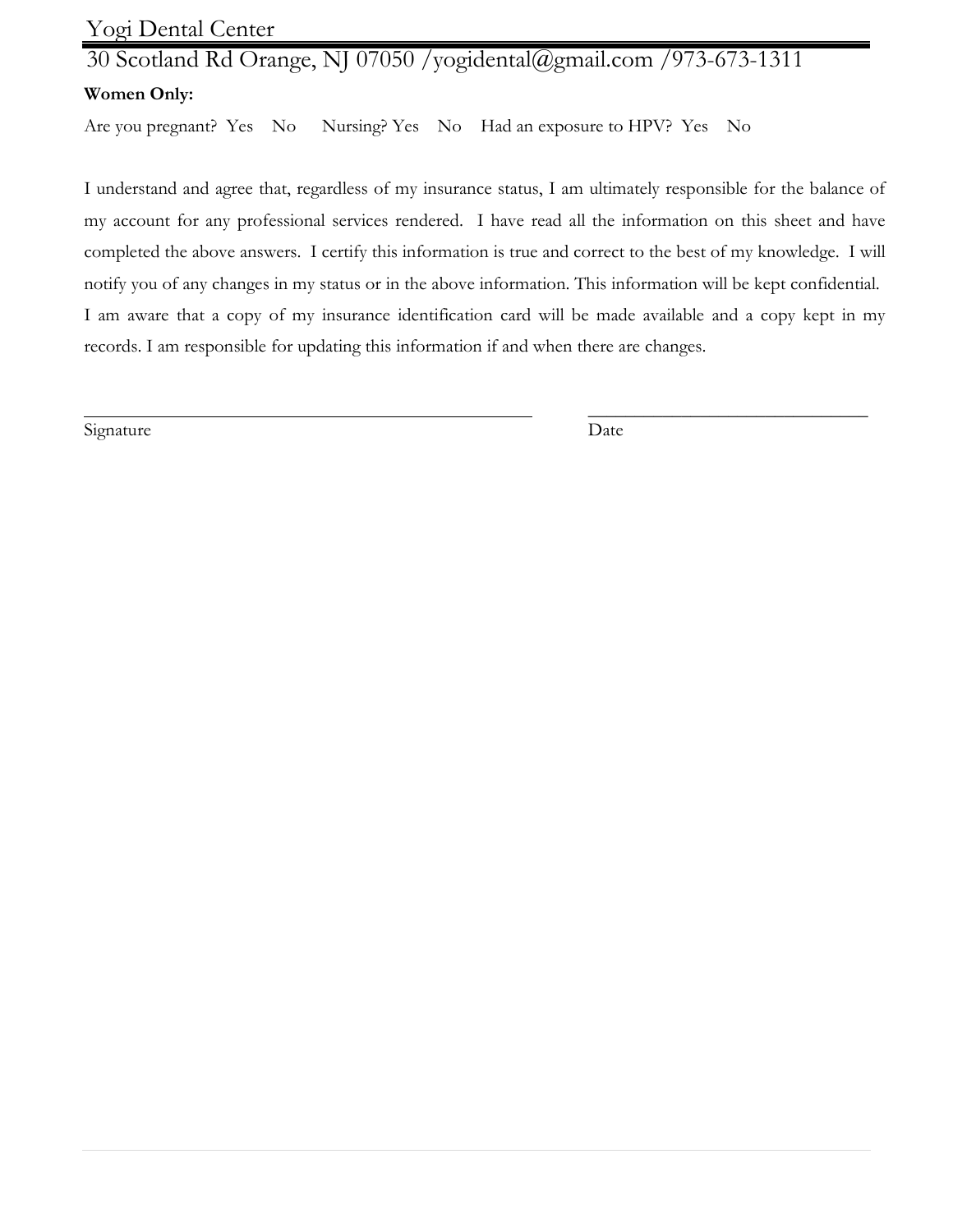**Women Only:**

Are you pregnant? Yes No Nursing? Yes No Had an exposure to HPV? Yes No

I understand and agree that, regardless of my insurance status, I am ultimately responsible for the balance of my account for any professional services rendered. I have read all the information on this sheet and have completed the above answers. I certify this information is true and correct to the best of my knowledge. I will notify you of any changes in my status or in the above information. This information will be kept confidential. I am aware that a copy of my insurance identification card will be made available and a copy kept in my records. I am responsible for updating this information if and when there are changes.

\_\_\_\_\_\_\_\_\_\_\_\_\_\_\_\_\_\_\_\_\_\_\_\_\_\_\_\_\_\_\_\_\_\_\_\_\_\_\_\_ \_\_\_\_\_\_\_\_\_\_\_\_\_\_\_\_\_\_\_\_\_\_\_\_\_\_

Signature Date